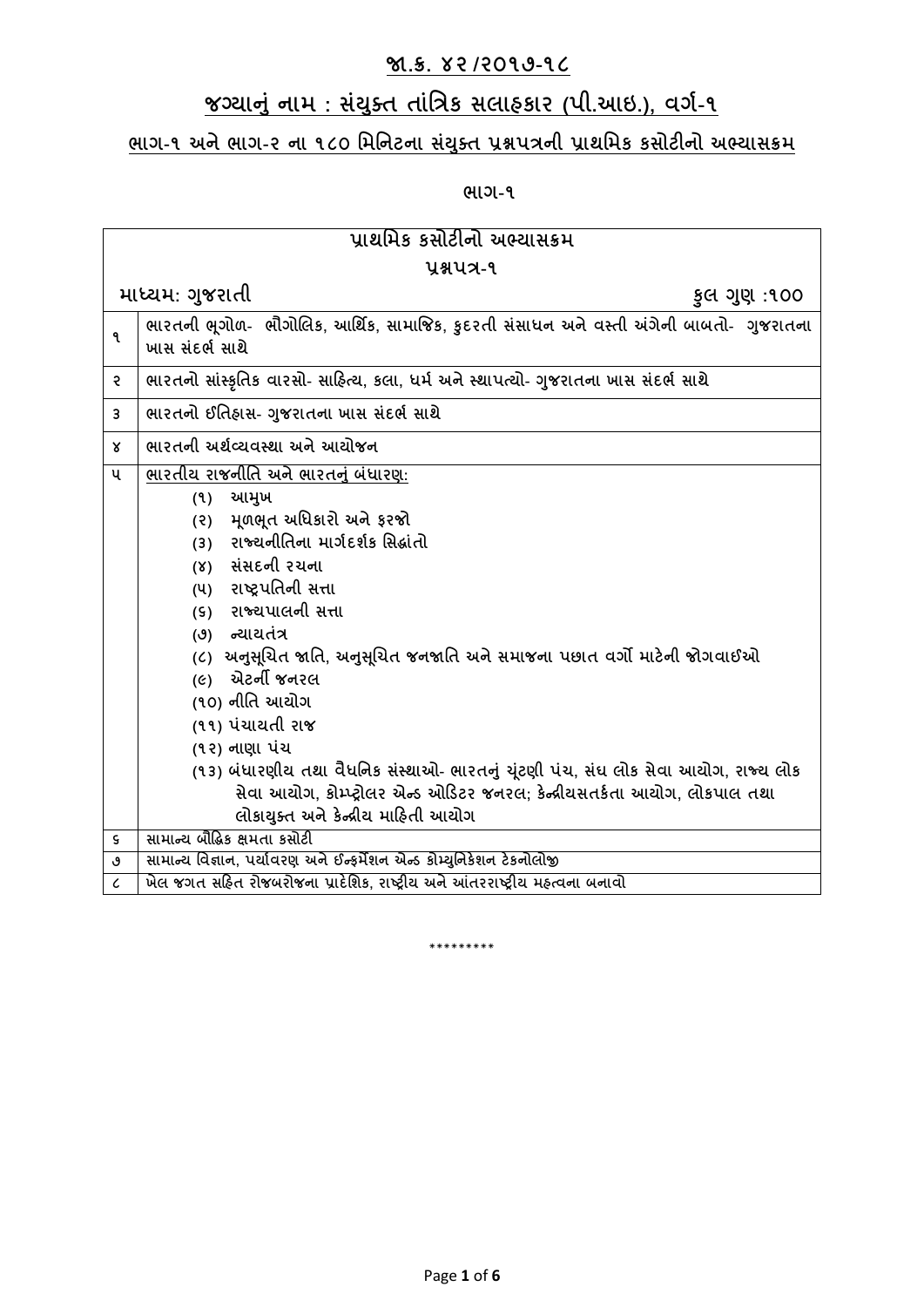# જા.ક્ર. ૪૨/૨૦૧૭-૧૮

## જગ્યાનું નામ : સંયુક્ત તાંત્રિક સલાહકાર (પી.આઇ.), વર્ગ-૧

### ભાગ-૧ અને ભાગ-૨ ના ૧૮૦ મિનિટના સંયુક્ત પ્રશ્નપત્રની પ્રાથમિક કસોટીનો અભ્યાસક્રમ

**ભાગ-૧**

| પ્રાથમિક કસોટીનો અભ્યાસક્રમ | |
|---|---|
| પ્રશ્નપત્ર-૧ | |
| માધ્યમ: ગુજરાતી | કુલ ગુણ :૧૦૦ |
| ૧ | ભારતની ભૂગોળ- ભૌગોલિક, આર્થિક, સામાજિક, કુદરતી સંસાધન અને વસ્તી અંગેની બાબતો- ગુજરાતના ખાસ સંદર્ભ સાથે |
| ૨ | ભારતનો સાંસ્કૃતિક વારસો- સાહિત્ય, કલા, ધર્મ અને સ્થાપત્યો- ગુજરાતના ખાસ સંદર્ભ સાથે |
| ૩ | ભારતનો ઈતિહાસ- ગુજરાતના ખાસ સંદર્ભ સાથે |
| ૪ | ભારતની અર્થવ્યવસ્થા અને આયોજન |
| ૫ | ભારતીય રાજનીતિ અને ભારતનું બંધારણ:<br>(૧) આમુખ<br>(૨) મૂળભૂત અધિકારો અને ફરજો<br>(૩) રાજ્યનીતિના માર્ગદર્શક સિદ્ધાંતો<br>(૪) સંસદની રચના<br>(૫) રાષ્ટ્રપતિની સત્તા<br>(૬) રાજ્યપાલની સત્તા<br>(૭) ન્યાયતંત્ર<br>(૮) અનુસૂચિત જાતિ, અનુસૂચિત જનજાતિ અને સમાજના પછાત વર્ગો માટેની જોગવાઈઓ<br>(૯) એટર્ની જનરલ<br>(૧૦) નીતિ આયોગ<br>(૧૧) પંચાયતી રાજ<br>(૧૨) નાણા પંચ<br>(૧૩) બંધારણીય તથા વૈધનિક સંસ્થાઓ- ભારતનું ચૂંટણી પંચ, સંઘ લોક સેવા આયોગ, રાજ્ય લોક સેવા આયોગ, કોમ્પ્ટ્રોલર એન્ડ ઓડિટર જનરલ; કેન્દ્રીયસતર્કતા આયોગ, લોકપાલ તથા લોકાયુક્ત અને કેન્દ્રીય માહિતી આયોગ |
| ૬ | સામાન્ય બૌદ્ધિક ક્ષમતા કસોટી |
| ૭ | સામાન્ય વિજ્ઞાન, પર્યાવરણ અને ઈન્ફર્મેશન એન્ડ કોમ્યુનિકેશન ટેકનોલોજી |
| ૮ | ખેલ જગત સહિત રોજબરોજના પ્રાદેશિક, રાષ્ટ્રીય અને આંતરરાષ્ટ્રીય મહત્વના બનાવો |

*********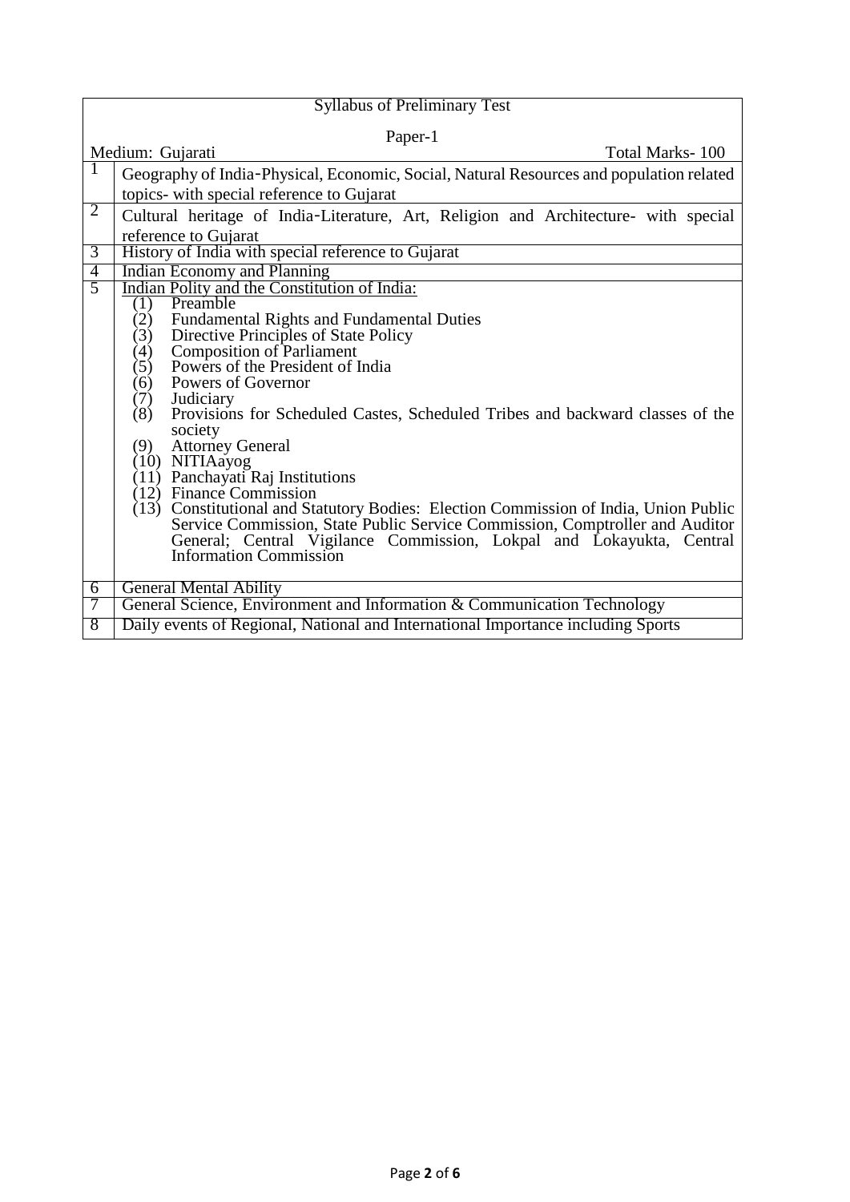| Syllabus of Preliminary Test<br>Paper-1<br>Medium: Gujarati Total Marks- 100 | |
|---|---|
| 1 | Geography of India-Physical, Economic, Social, Natural Resources and population related topics- with special reference to Gujarat |
| 2 | Cultural heritage of India-Literature, Art, Religion and Architecture- with special reference to Gujarat |
| 3 | History of India with special reference to Gujarat |
| 4 | Indian Economy and Planning |
| 5 | Indian Polity and the Constitution of India:<br>(1) Preamble<br>(2) Fundamental Rights and Fundamental Duties<br>(3) Directive Principles of State Policy<br>(4) Composition of Parliament<br>(5) Powers of the President of India<br>(6) Powers of Governor<br>(7) Judiciary<br>(8) Provisions for Scheduled Castes, Scheduled Tribes and backward classes of the society<br>(9) Attorney General<br>(10) NITIAayog<br>(11) Panchayati Raj Institutions<br>(12) Finance Commission<br>(13) Constitutional and Statutory Bodies: Election Commission of India, Union Public Service Commission, State Public Service Commission, Comptroller and Auditor General; Central Vigilance Commission, Lokpal and Lokayukta, Central Information Commission |
| 6 | General Mental Ability |
| 7 | General Science, Environment and Information & Communication Technology |
| 8 | Daily events of Regional, National and International Importance including Sports |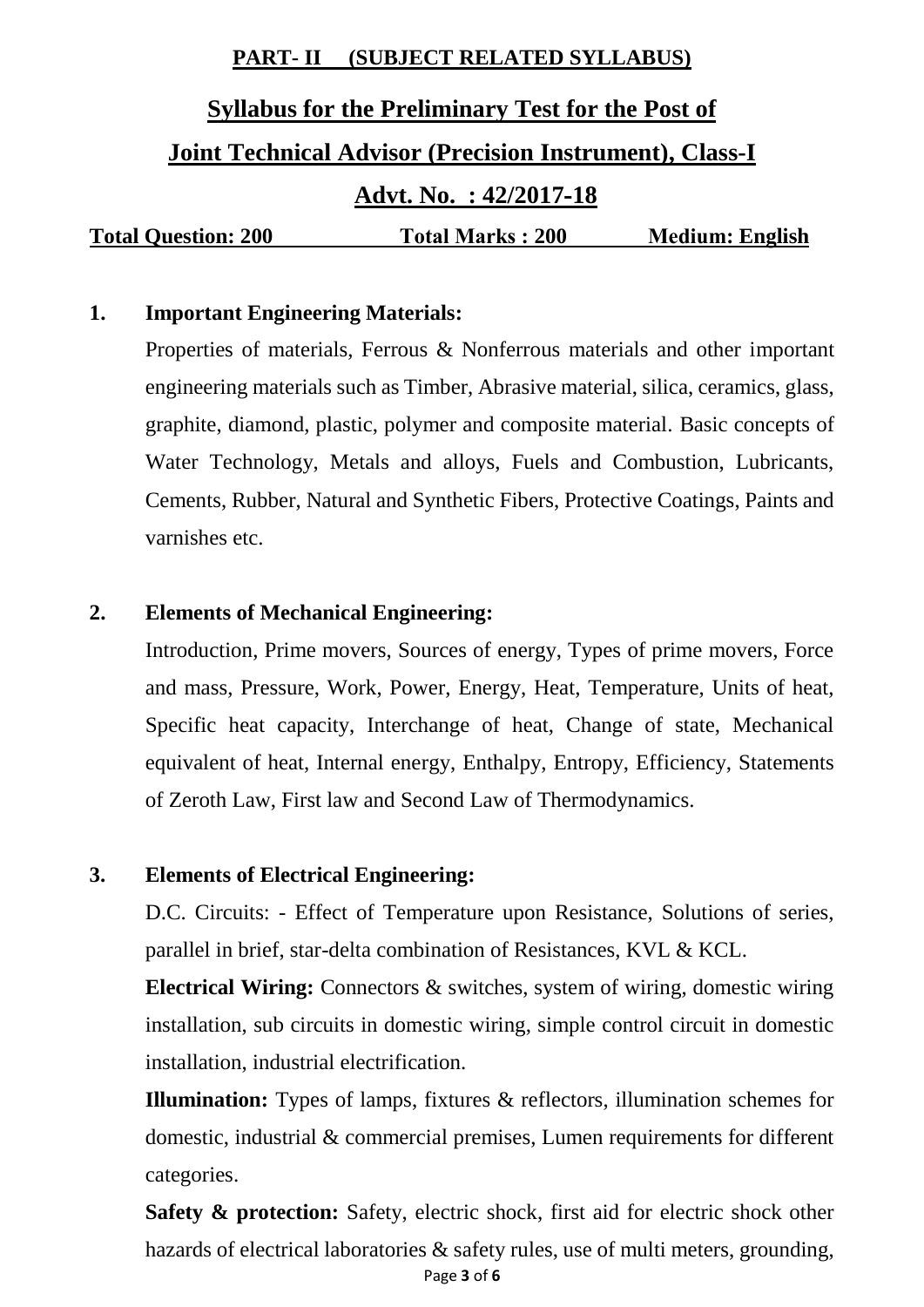**PART- II (SUBJECT RELATED SYLLABUS)**

# Syllabus for the Preliminary Test for the Post of

# Joint Technical Advisor (Precision Instrument), Class-I

## Advt. No. : 42/2017-18

**Total Question: 200** **Total Marks : 200** **Medium: English**

**1. Important Engineering Materials:**

Properties of materials, Ferrous & Nonferrous materials and other important engineering materials such as Timber, Abrasive material, silica, ceramics, glass, graphite, diamond, plastic, polymer and composite material. Basic concepts of Water Technology, Metals and alloys, Fuels and Combustion, Lubricants, Cements, Rubber, Natural and Synthetic Fibers, Protective Coatings, Paints and varnishes etc.

**2. Elements of Mechanical Engineering:**

Introduction, Prime movers, Sources of energy, Types of prime movers, Force and mass, Pressure, Work, Power, Energy, Heat, Temperature, Units of heat, Specific heat capacity, Interchange of heat, Change of state, Mechanical equivalent of heat, Internal energy, Enthalpy, Entropy, Efficiency, Statements of Zeroth Law, First law and Second Law of Thermodynamics.

**3. Elements of Electrical Engineering:**

D.C. Circuits: - Effect of Temperature upon Resistance, Solutions of series, parallel in brief, star-delta combination of Resistances, KVL & KCL.

**Electrical Wiring:** Connectors & switches, system of wiring, domestic wiring installation, sub circuits in domestic wiring, simple control circuit in domestic installation, industrial electrification.

**Illumination:** Types of lamps, fixtures & reflectors, illumination schemes for domestic, industrial & commercial premises, Lumen requirements for different categories.

**Safety & protection:** Safety, electric shock, first aid for electric shock other hazards of electrical laboratories & safety rules, use of multi meters, grounding,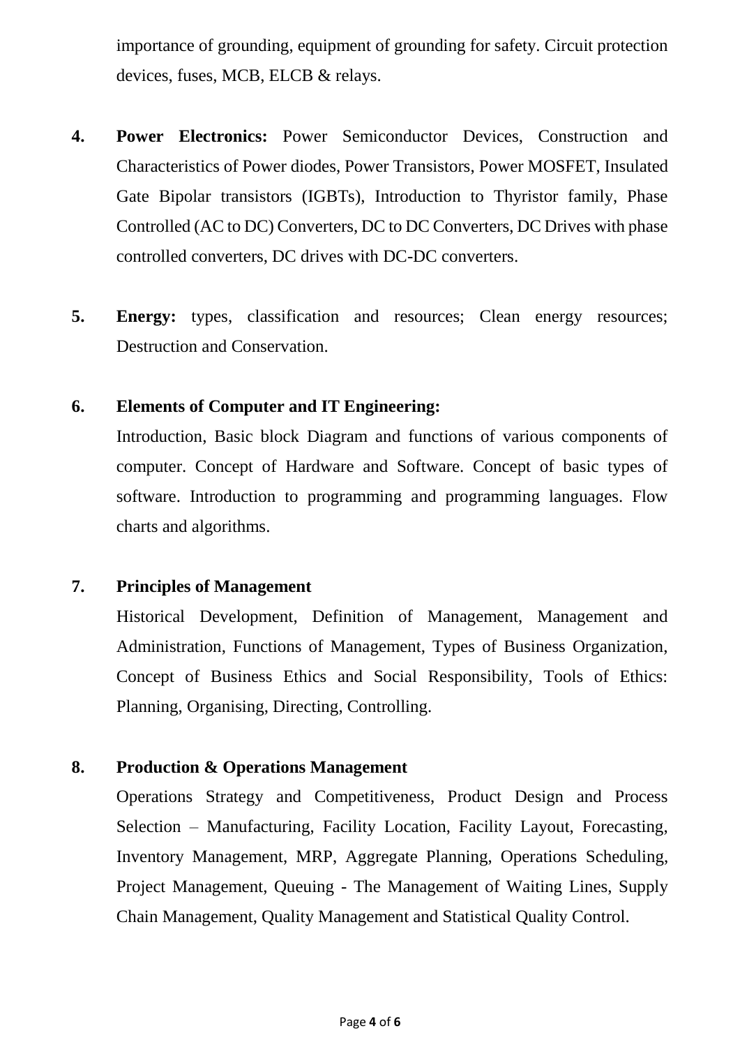importance of grounding, equipment of grounding for safety. Circuit protection devices, fuses, MCB, ELCB & relays.

4. **Power Electronics:** Power Semiconductor Devices, Construction and Characteristics of Power diodes, Power Transistors, Power MOSFET, Insulated Gate Bipolar transistors (IGBTs), Introduction to Thyristor family, Phase Controlled (AC to DC) Converters, DC to DC Converters, DC Drives with phase controlled converters, DC drives with DC-DC converters.

5. **Energy:** types, classification and resources; Clean energy resources; Destruction and Conservation.

6. **Elements of Computer and IT Engineering:**

   Introduction, Basic block Diagram and functions of various components of computer. Concept of Hardware and Software. Concept of basic types of software. Introduction to programming and programming languages. Flow charts and algorithms.

7. **Principles of Management**

   Historical Development, Definition of Management, Management and Administration, Functions of Management, Types of Business Organization, Concept of Business Ethics and Social Responsibility, Tools of Ethics: Planning, Organising, Directing, Controlling.

8. **Production & Operations Management**

   Operations Strategy and Competitiveness, Product Design and Process Selection – Manufacturing, Facility Location, Facility Layout, Forecasting, Inventory Management, MRP, Aggregate Planning, Operations Scheduling, Project Management, Queuing - The Management of Waiting Lines, Supply Chain Management, Quality Management and Statistical Quality Control.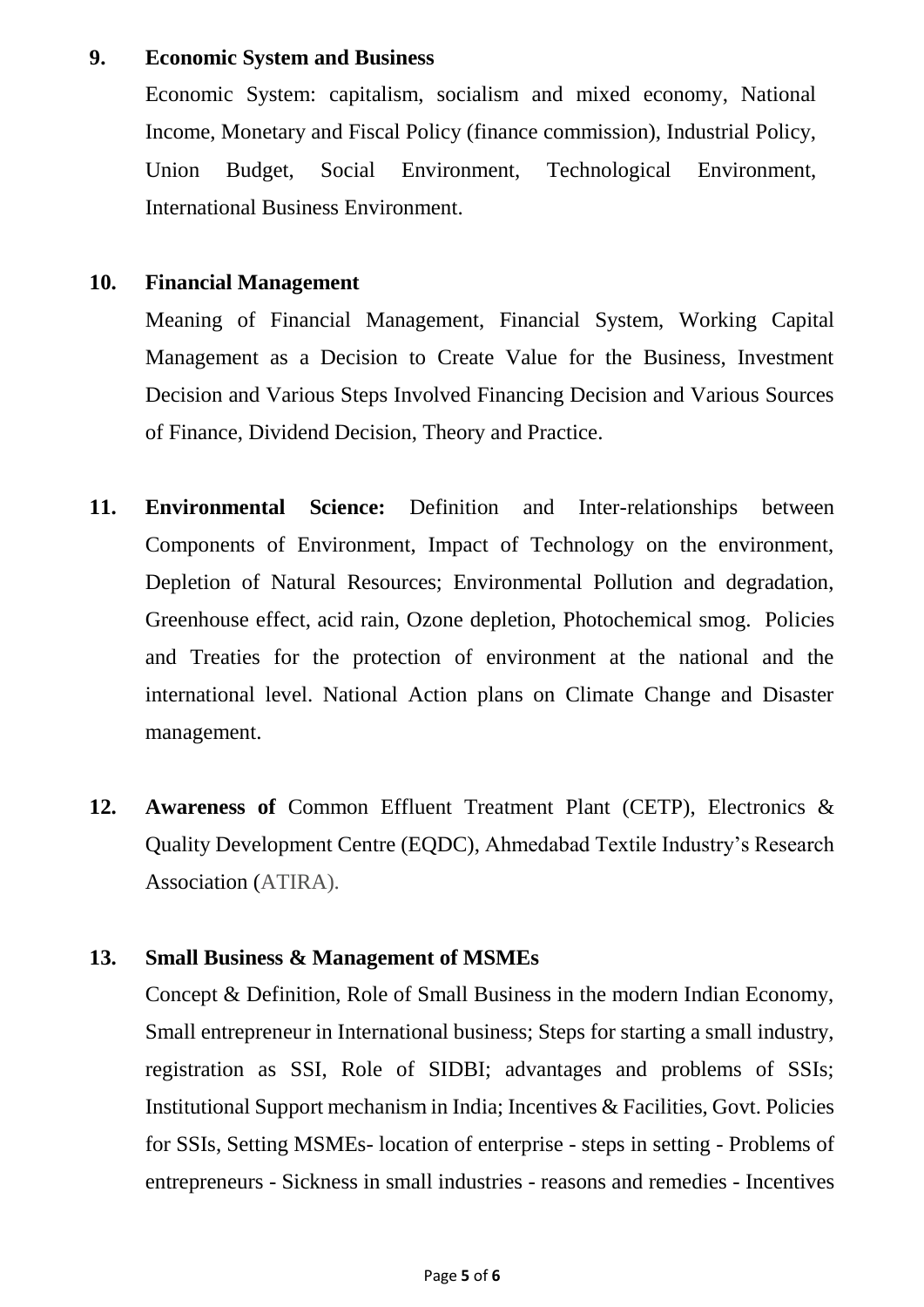**9. Economic System and Business**

Economic System: capitalism, socialism and mixed economy, National Income, Monetary and Fiscal Policy (finance commission), Industrial Policy, Union Budget, Social Environment, Technological Environment, International Business Environment.

**10. Financial Management**

Meaning of Financial Management, Financial System, Working Capital Management as a Decision to Create Value for the Business, Investment Decision and Various Steps Involved Financing Decision and Various Sources of Finance, Dividend Decision, Theory and Practice.

**11. Environmental Science:** Definition and Inter-relationships between Components of Environment, Impact of Technology on the environment, Depletion of Natural Resources; Environmental Pollution and degradation, Greenhouse effect, acid rain, Ozone depletion, Photochemical smog. Policies and Treaties for the protection of environment at the national and the international level. National Action plans on Climate Change and Disaster management.

**12. Awareness of** Common Effluent Treatment Plant (CETP), Electronics & Quality Development Centre (EQDC), Ahmedabad Textile Industry's Research Association (ATIRA).

**13. Small Business & Management of MSMEs**

Concept & Definition, Role of Small Business in the modern Indian Economy, Small entrepreneur in International business; Steps for starting a small industry, registration as SSI, Role of SIDBI; advantages and problems of SSIs; Institutional Support mechanism in India; Incentives & Facilities, Govt. Policies for SSIs, Setting MSMEs- location of enterprise - steps in setting - Problems of entrepreneurs - Sickness in small industries - reasons and remedies - Incentives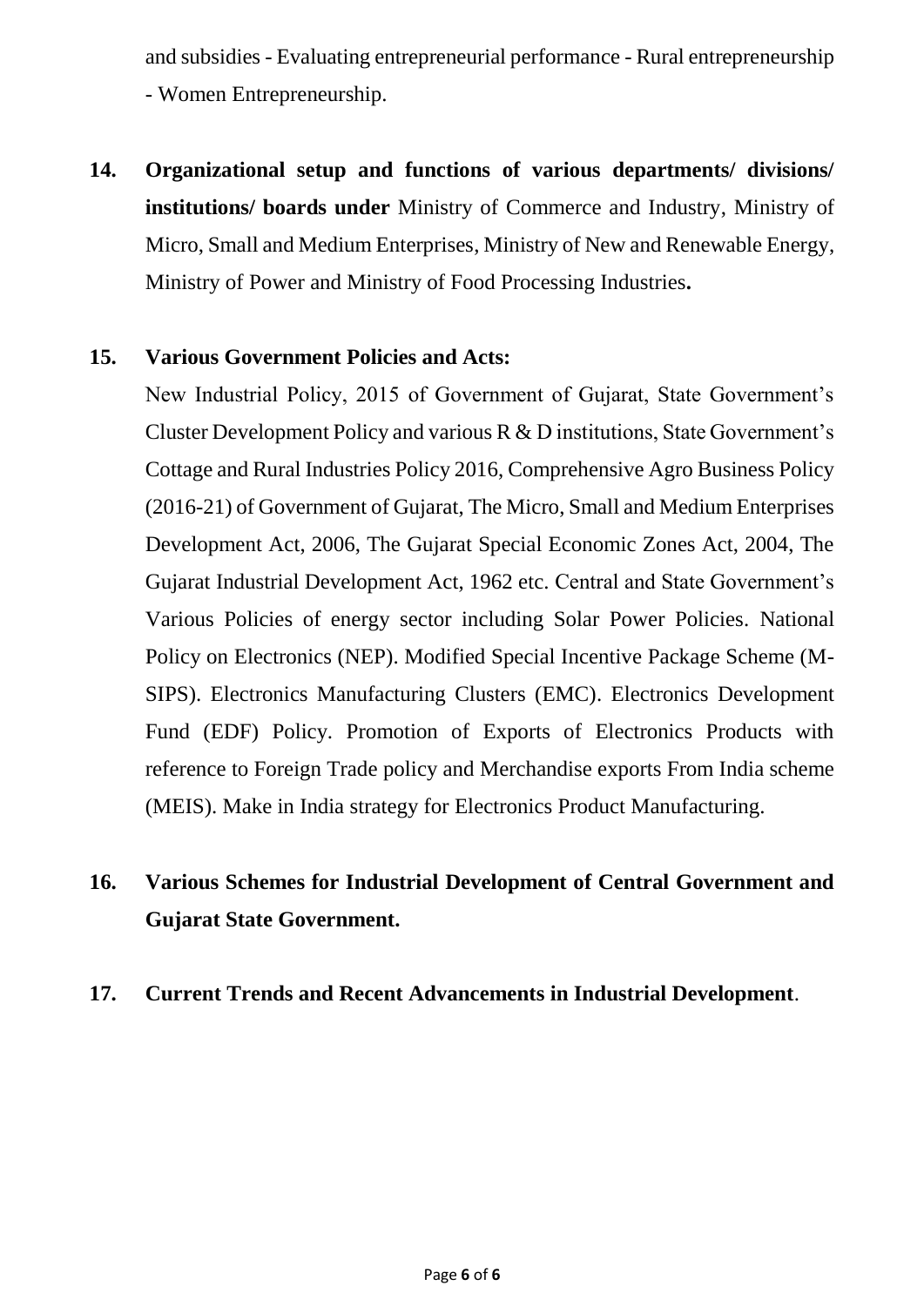and subsidies - Evaluating entrepreneurial performance - Rural entrepreneurship - Women Entrepreneurship.

**14. Organizational setup and functions of various departments/ divisions/ institutions/ boards under** Ministry of Commerce and Industry, Ministry of Micro, Small and Medium Enterprises, Ministry of New and Renewable Energy, Ministry of Power and Ministry of Food Processing Industries**.**

**15. Various Government Policies and Acts:**

New Industrial Policy, 2015 of Government of Gujarat, State Government's Cluster Development Policy and various R & D institutions, State Government's Cottage and Rural Industries Policy 2016, Comprehensive Agro Business Policy (2016-21) of Government of Gujarat, The Micro, Small and Medium Enterprises Development Act, 2006, The Gujarat Special Economic Zones Act, 2004, The Gujarat Industrial Development Act, 1962 etc. Central and State Government's Various Policies of energy sector including Solar Power Policies. National Policy on Electronics (NEP). Modified Special Incentive Package Scheme (M-SIPS). Electronics Manufacturing Clusters (EMC). Electronics Development Fund (EDF) Policy. Promotion of Exports of Electronics Products with reference to Foreign Trade policy and Merchandise exports From India scheme (MEIS). Make in India strategy for Electronics Product Manufacturing.

**16. Various Schemes for Industrial Development of Central Government and Gujarat State Government.**

**17. Current Trends and Recent Advancements in Industrial Development**.